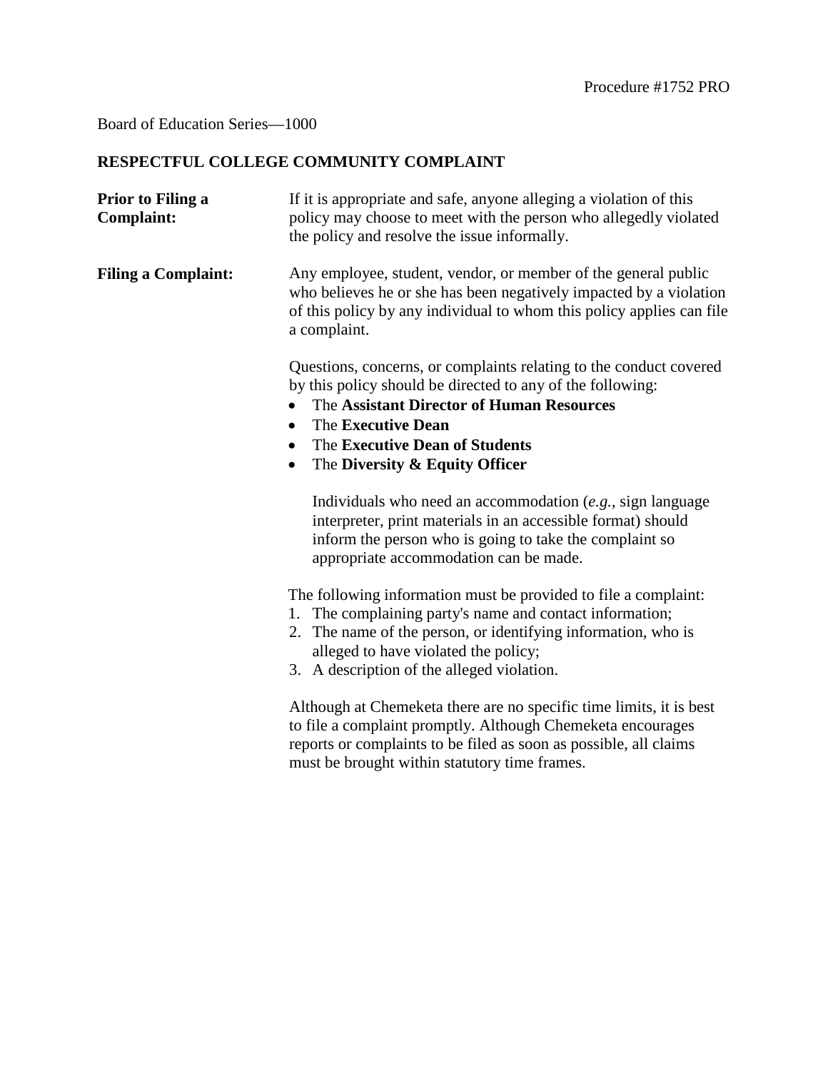Procedure #1752 PRO

Board of Education Series—1000

**RESPECTFUL COLLEGE COMMUNITY COMPLAINT**

**Prior to Filing a Complaint:**

If it is appropriate and safe, anyone alleging a violation of this policy may choose to meet with the person who allegedly violated the policy and resolve the issue informally.

**Filing a Complaint:**

Any employee, student, vendor, or member of the general public who believes he or she has been negatively impacted by a violation of this policy by any individual to whom this policy applies can file a complaint.

Questions, concerns, or complaints relating to the conduct covered by this policy should be directed to any of the following:

- The **Assistant Director of Human Resources**
- The **Executive Dean**
- The **Executive Dean of Students**
- The **Diversity & Equity Officer**

  Individuals who need an accommodation (*e.g.*, sign language interpreter, print materials in an accessible format) should inform the person who is going to take the complaint so appropriate accommodation can be made.

The following information must be provided to file a complaint:

1. The complaining party's name and contact information;
2. The name of the person, or identifying information, who is alleged to have violated the policy;
3. A description of the alleged violation.

Although at Chemeketa there are no specific time limits, it is best to file a complaint promptly. Although Chemeketa encourages reports or complaints to be filed as soon as possible, all claims must be brought within statutory time frames.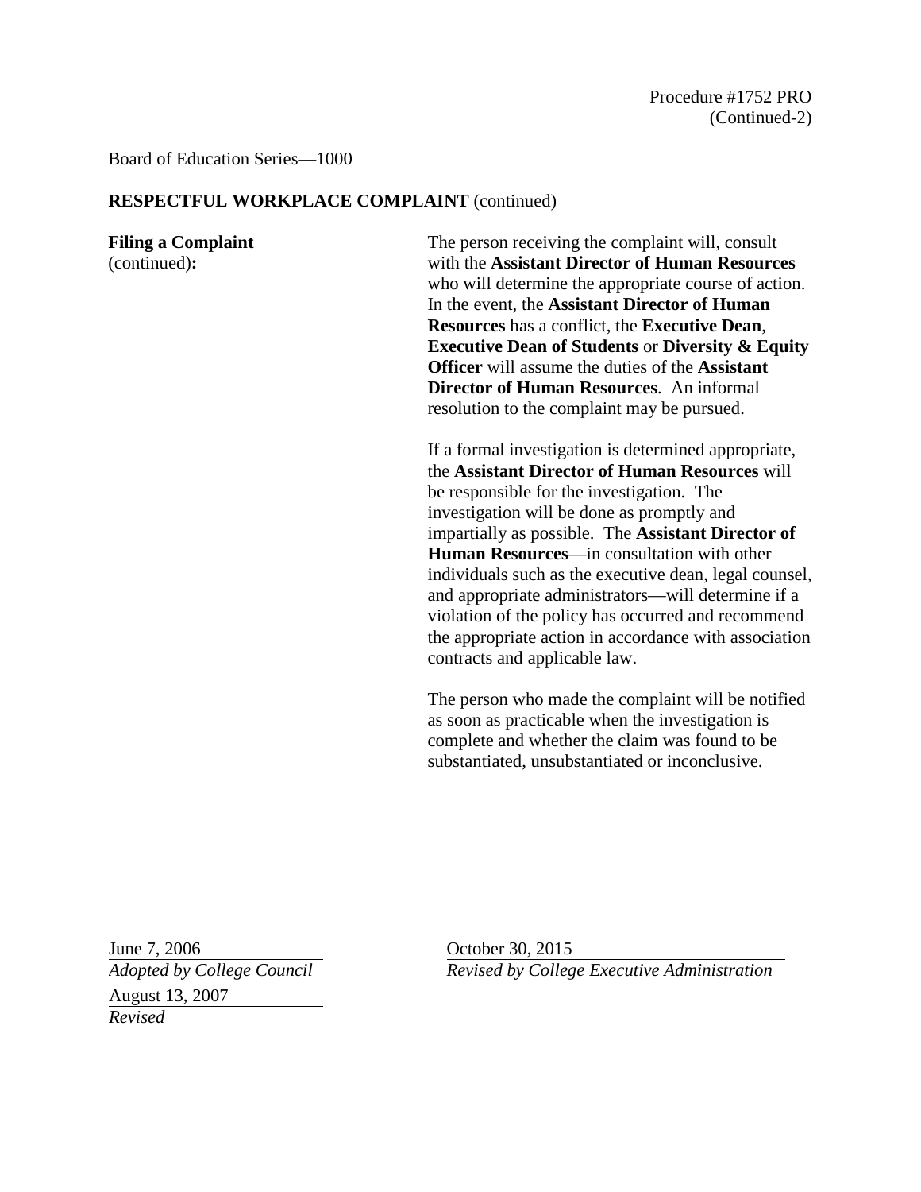Board of Education Series—1000

## RESPECTFUL WORKPLACE COMPLAINT (continued)

**Filing a Complaint** (continued)**:**

The person receiving the complaint will, consult with the **Assistant Director of Human Resources** who will determine the appropriate course of action. In the event, the **Assistant Director of Human Resources** has a conflict, the **Executive Dean**, **Executive Dean of Students** or **Diversity & Equity Officer** will assume the duties of the **Assistant Director of Human Resources**. An informal resolution to the complaint may be pursued.

If a formal investigation is determined appropriate, the **Assistant Director of Human Resources** will be responsible for the investigation. The investigation will be done as promptly and impartially as possible. The **Assistant Director of Human Resources**—in consultation with other individuals such as the executive dean, legal counsel, and appropriate administrators—will determine if a violation of the policy has occurred and recommend the appropriate action in accordance with association contracts and applicable law.

The person who made the complaint will be notified as soon as practicable when the investigation is complete and whether the claim was found to be substantiated, unsubstantiated or inconclusive.

June 7, 2006
*Adopted by College Council*

August 13, 2007
*Revised*

October 30, 2015
*Revised by College Executive Administration*